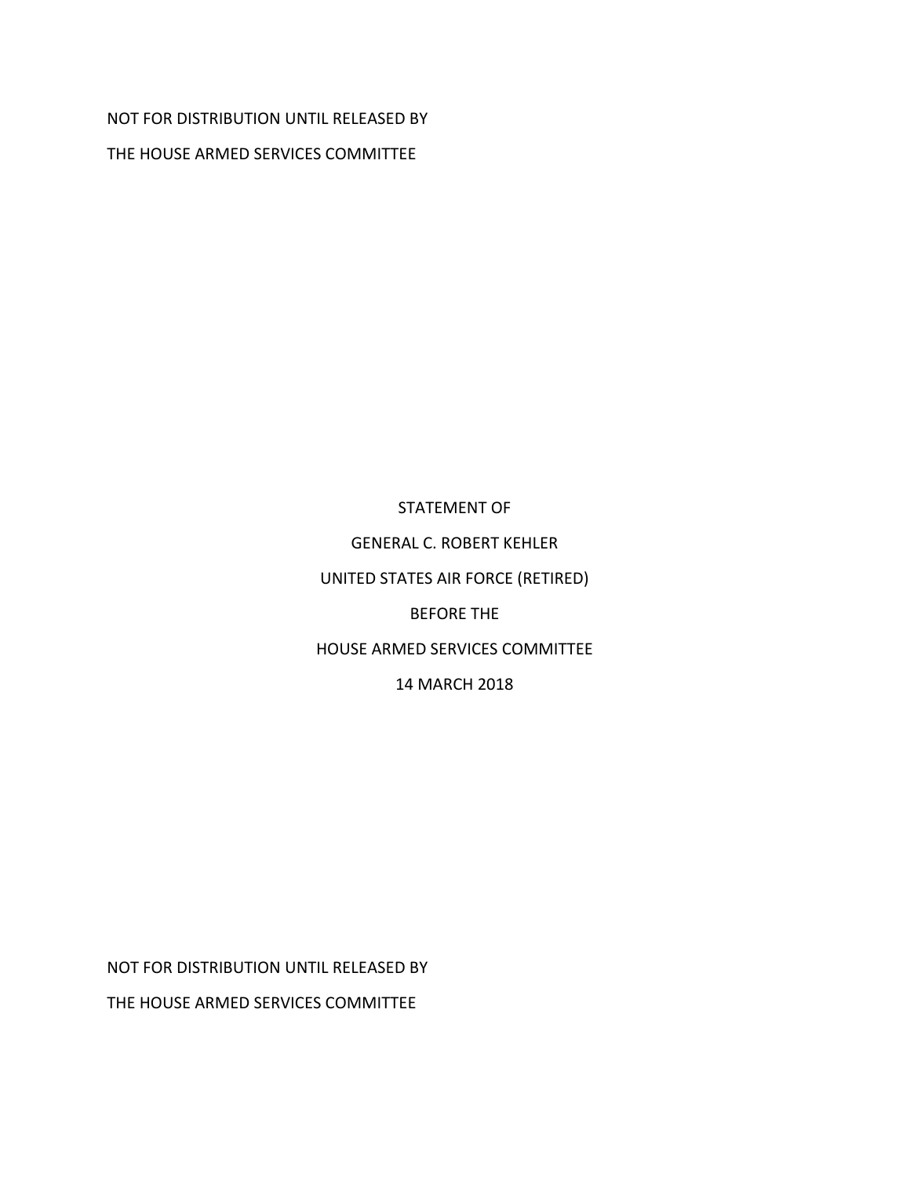NOT FOR DISTRIBUTION UNTIL RELEASED BY

THE HOUSE ARMED SERVICES COMMITTEE

STATEMENT OF

GENERAL C. ROBERT KEHLER

UNITED STATES AIR FORCE (RETIRED)

BEFORE THE

HOUSE ARMED SERVICES COMMITTEE

14 MARCH 2018

NOT FOR DISTRIBUTION UNTIL RELEASED BY

THE HOUSE ARMED SERVICES COMMITTEE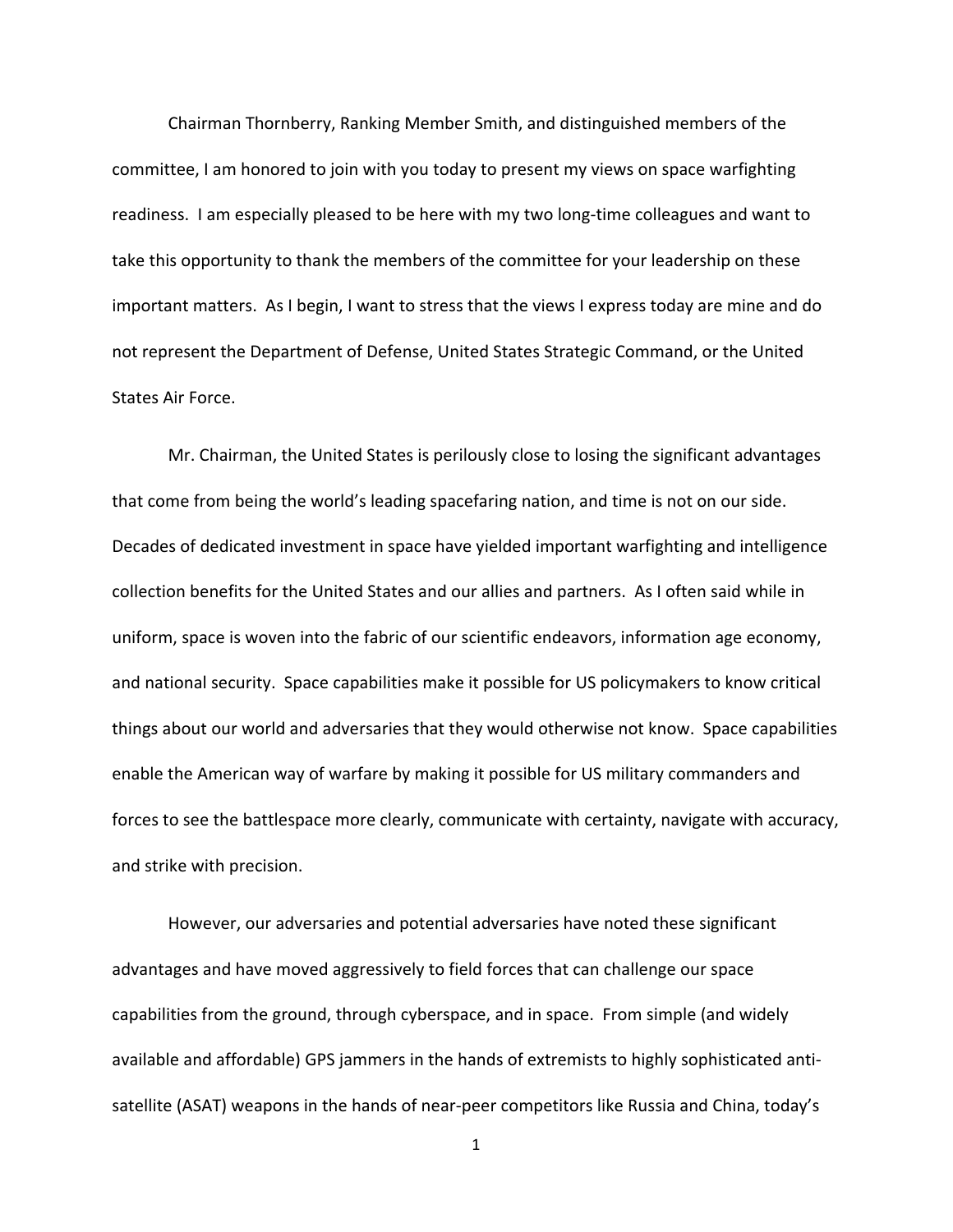Chairman Thornberry, Ranking Member Smith, and distinguished members of the committee, I am honored to join with you today to present my views on space warfighting readiness. I am especially pleased to be here with my two long-time colleagues and want to take this opportunity to thank the members of the committee for your leadership on these important matters. As I begin, I want to stress that the views I express today are mine and do not represent the Department of Defense, United States Strategic Command, or the United States Air Force.

Mr. Chairman, the United States is perilously close to losing the significant advantages that come from being the world's leading spacefaring nation, and time is not on our side. Decades of dedicated investment in space have yielded important warfighting and intelligence collection benefits for the United States and our allies and partners. As I often said while in uniform, space is woven into the fabric of our scientific endeavors, information age economy, and national security. Space capabilities make it possible for US policymakers to know critical things about our world and adversaries that they would otherwise not know. Space capabilities enable the American way of warfare by making it possible for US military commanders and forces to see the battlespace more clearly, communicate with certainty, navigate with accuracy, and strike with precision.

However, our adversaries and potential adversaries have noted these significant advantages and have moved aggressively to field forces that can challenge our space capabilities from the ground, through cyberspace, and in space. From simple (and widely available and affordable) GPS jammers in the hands of extremists to highly sophisticated anti-satellite (ASAT) weapons in the hands of near-peer competitors like Russia and China, today's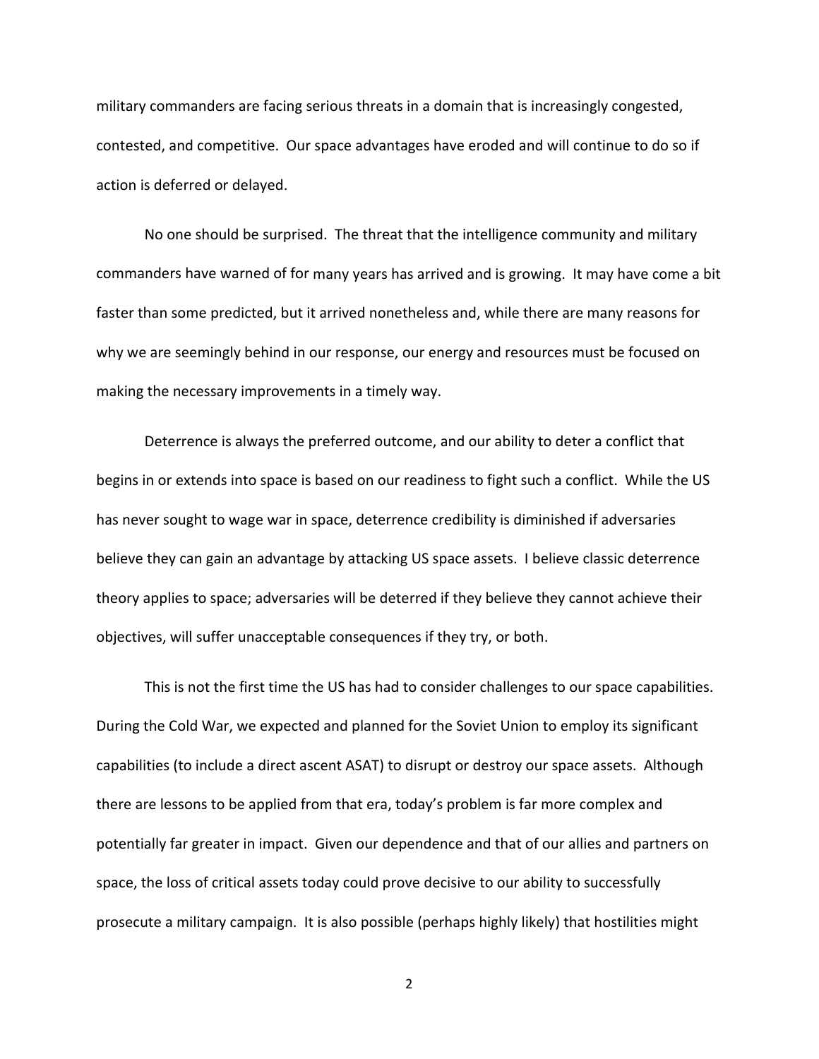military commanders are facing serious threats in a domain that is increasingly congested, contested, and competitive. Our space advantages have eroded and will continue to do so if action is deferred or delayed.

No one should be surprised. The threat that the intelligence community and military commanders have warned of for many years has arrived and is growing. It may have come a bit faster than some predicted, but it arrived nonetheless and, while there are many reasons for why we are seemingly behind in our response, our energy and resources must be focused on making the necessary improvements in a timely way.

Deterrence is always the preferred outcome, and our ability to deter a conflict that begins in or extends into space is based on our readiness to fight such a conflict. While the US has never sought to wage war in space, deterrence credibility is diminished if adversaries believe they can gain an advantage by attacking US space assets. I believe classic deterrence theory applies to space; adversaries will be deterred if they believe they cannot achieve their objectives, will suffer unacceptable consequences if they try, or both.

This is not the first time the US has had to consider challenges to our space capabilities. During the Cold War, we expected and planned for the Soviet Union to employ its significant capabilities (to include a direct ascent ASAT) to disrupt or destroy our space assets. Although there are lessons to be applied from that era, today's problem is far more complex and potentially far greater in impact. Given our dependence and that of our allies and partners on space, the loss of critical assets today could prove decisive to our ability to successfully prosecute a military campaign. It is also possible (perhaps highly likely) that hostilities might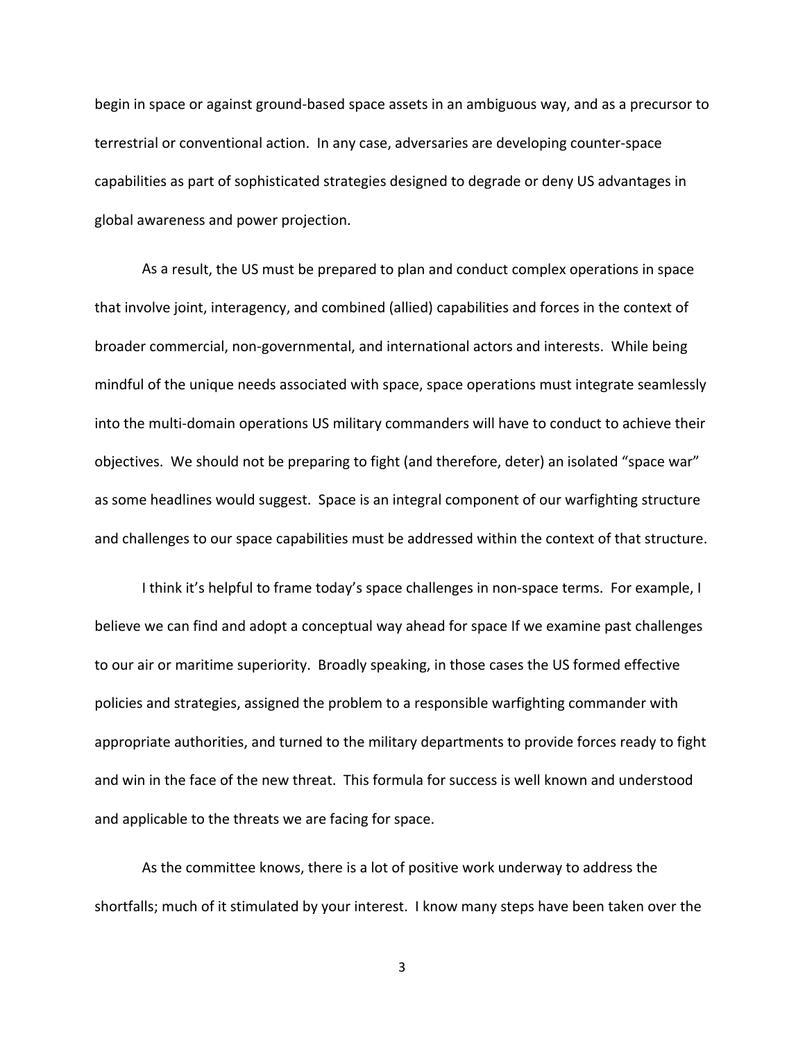begin in space or against ground-based space assets in an ambiguous way, and as a precursor to terrestrial or conventional action. In any case, adversaries are developing counter-space capabilities as part of sophisticated strategies designed to degrade or deny US advantages in global awareness and power projection.

As a result, the US must be prepared to plan and conduct complex operations in space that involve joint, interagency, and combined (allied) capabilities and forces in the context of broader commercial, non-governmental, and international actors and interests. While being mindful of the unique needs associated with space, space operations must integrate seamlessly into the multi-domain operations US military commanders will have to conduct to achieve their objectives. We should not be preparing to fight (and therefore, deter) an isolated "space war" as some headlines would suggest. Space is an integral component of our warfighting structure and challenges to our space capabilities must be addressed within the context of that structure.

I think it's helpful to frame today's space challenges in non-space terms. For example, I believe we can find and adopt a conceptual way ahead for space If we examine past challenges to our air or maritime superiority. Broadly speaking, in those cases the US formed effective policies and strategies, assigned the problem to a responsible warfighting commander with appropriate authorities, and turned to the military departments to provide forces ready to fight and win in the face of the new threat. This formula for success is well known and understood and applicable to the threats we are facing for space.

As the committee knows, there is a lot of positive work underway to address the shortfalls; much of it stimulated by your interest. I know many steps have been taken over the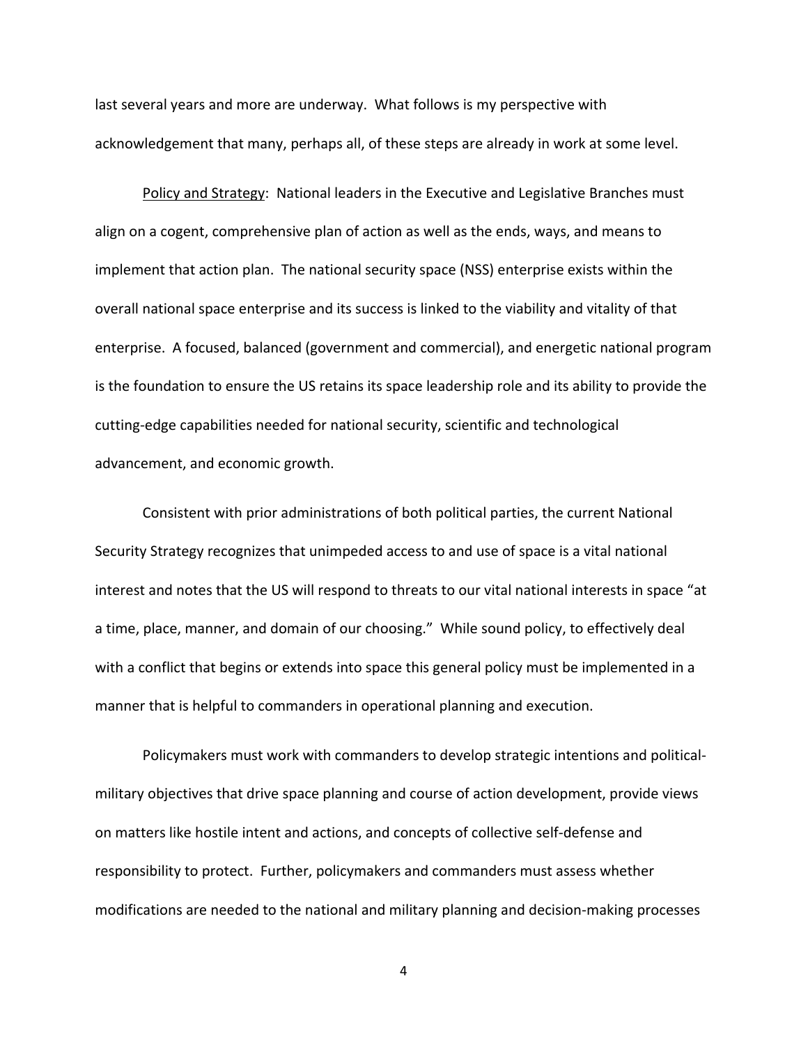last several years and more are underway. What follows is my perspective with acknowledgement that many, perhaps all, of these steps are already in work at some level.

Policy and Strategy: National leaders in the Executive and Legislative Branches must align on a cogent, comprehensive plan of action as well as the ends, ways, and means to implement that action plan. The national security space (NSS) enterprise exists within the overall national space enterprise and its success is linked to the viability and vitality of that enterprise. A focused, balanced (government and commercial), and energetic national program is the foundation to ensure the US retains its space leadership role and its ability to provide the cutting-edge capabilities needed for national security, scientific and technological advancement, and economic growth.

Consistent with prior administrations of both political parties, the current National Security Strategy recognizes that unimpeded access to and use of space is a vital national interest and notes that the US will respond to threats to our vital national interests in space "at a time, place, manner, and domain of our choosing." While sound policy, to effectively deal with a conflict that begins or extends into space this general policy must be implemented in a manner that is helpful to commanders in operational planning and execution.

Policymakers must work with commanders to develop strategic intentions and political-military objectives that drive space planning and course of action development, provide views on matters like hostile intent and actions, and concepts of collective self-defense and responsibility to protect. Further, policymakers and commanders must assess whether modifications are needed to the national and military planning and decision-making processes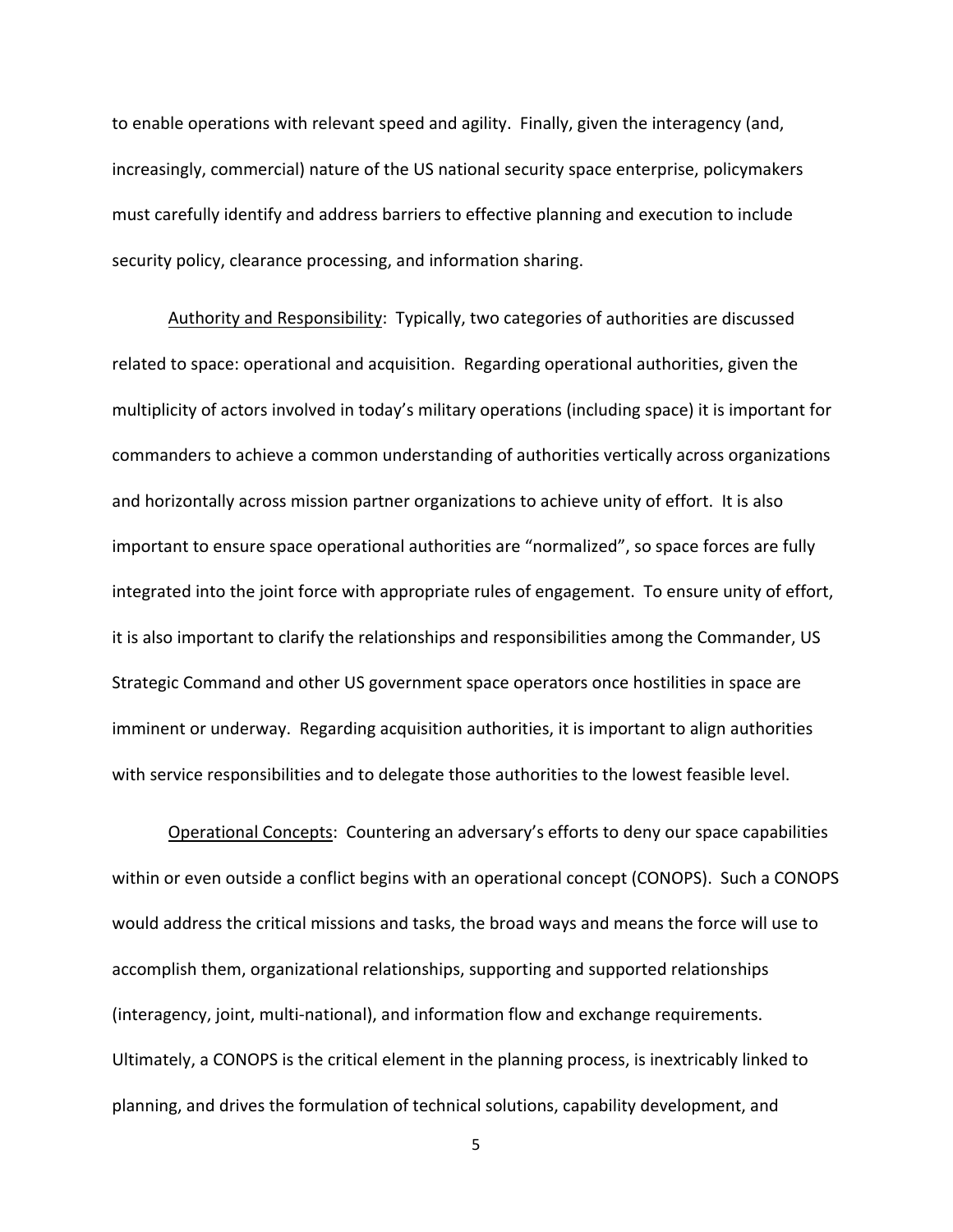to enable operations with relevant speed and agility. Finally, given the interagency (and, increasingly, commercial) nature of the US national security space enterprise, policymakers must carefully identify and address barriers to effective planning and execution to include security policy, clearance processing, and information sharing.

<u>Authority and Responsibility</u>: Typically, two categories of authorities are discussed related to space: operational and acquisition. Regarding operational authorities, given the multiplicity of actors involved in today's military operations (including space) it is important for commanders to achieve a common understanding of authorities vertically across organizations and horizontally across mission partner organizations to achieve unity of effort. It is also important to ensure space operational authorities are "normalized", so space forces are fully integrated into the joint force with appropriate rules of engagement. To ensure unity of effort, it is also important to clarify the relationships and responsibilities among the Commander, US Strategic Command and other US government space operators once hostilities in space are imminent or underway. Regarding acquisition authorities, it is important to align authorities with service responsibilities and to delegate those authorities to the lowest feasible level.

<u>Operational Concepts</u>: Countering an adversary's efforts to deny our space capabilities within or even outside a conflict begins with an operational concept (CONOPS). Such a CONOPS would address the critical missions and tasks, the broad ways and means the force will use to accomplish them, organizational relationships, supporting and supported relationships (interagency, joint, multi-national), and information flow and exchange requirements. Ultimately, a CONOPS is the critical element in the planning process, is inextricably linked to planning, and drives the formulation of technical solutions, capability development, and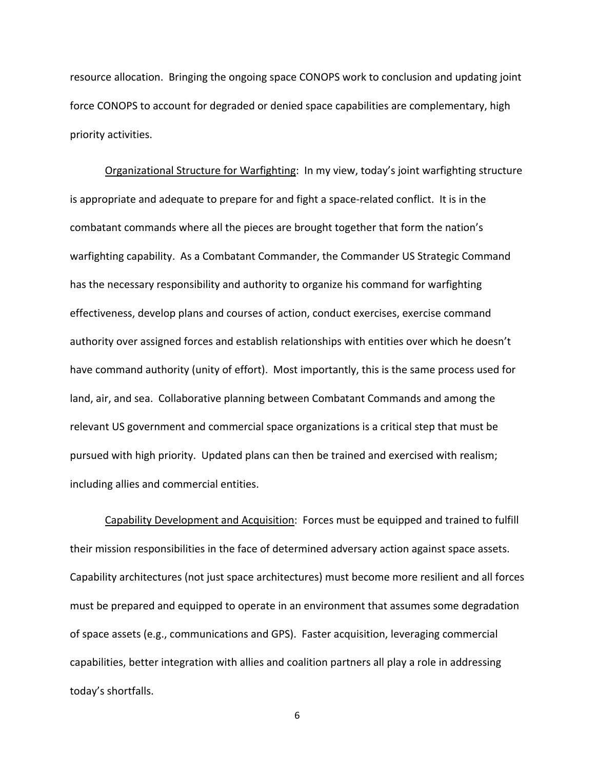resource allocation. Bringing the ongoing space CONOPS work to conclusion and updating joint force CONOPS to account for degraded or denied space capabilities are complementary, high priority activities.

<u>Organizational Structure for Warfighting</u>: In my view, today's joint warfighting structure is appropriate and adequate to prepare for and fight a space-related conflict. It is in the combatant commands where all the pieces are brought together that form the nation's warfighting capability. As a Combatant Commander, the Commander US Strategic Command has the necessary responsibility and authority to organize his command for warfighting effectiveness, develop plans and courses of action, conduct exercises, exercise command authority over assigned forces and establish relationships with entities over which he doesn't have command authority (unity of effort). Most importantly, this is the same process used for land, air, and sea. Collaborative planning between Combatant Commands and among the relevant US government and commercial space organizations is a critical step that must be pursued with high priority. Updated plans can then be trained and exercised with realism; including allies and commercial entities.

<u>Capability Development and Acquisition</u>: Forces must be equipped and trained to fulfill their mission responsibilities in the face of determined adversary action against space assets. Capability architectures (not just space architectures) must become more resilient and all forces must be prepared and equipped to operate in an environment that assumes some degradation of space assets (e.g., communications and GPS). Faster acquisition, leveraging commercial capabilities, better integration with allies and coalition partners all play a role in addressing today's shortfalls.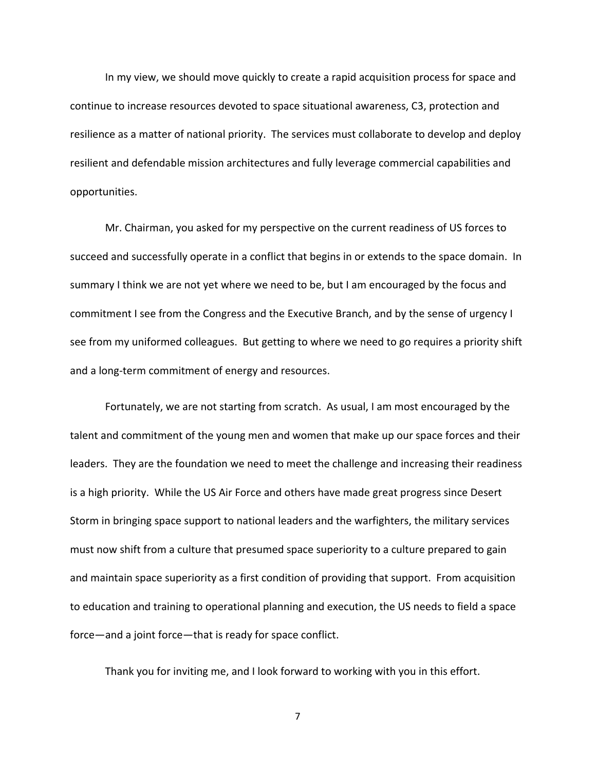In my view, we should move quickly to create a rapid acquisition process for space and continue to increase resources devoted to space situational awareness, C3, protection and resilience as a matter of national priority. The services must collaborate to develop and deploy resilient and defendable mission architectures and fully leverage commercial capabilities and opportunities.

Mr. Chairman, you asked for my perspective on the current readiness of US forces to succeed and successfully operate in a conflict that begins in or extends to the space domain. In summary I think we are not yet where we need to be, but I am encouraged by the focus and commitment I see from the Congress and the Executive Branch, and by the sense of urgency I see from my uniformed colleagues. But getting to where we need to go requires a priority shift and a long-term commitment of energy and resources.

Fortunately, we are not starting from scratch. As usual, I am most encouraged by the talent and commitment of the young men and women that make up our space forces and their leaders. They are the foundation we need to meet the challenge and increasing their readiness is a high priority. While the US Air Force and others have made great progress since Desert Storm in bringing space support to national leaders and the warfighters, the military services must now shift from a culture that presumed space superiority to a culture prepared to gain and maintain space superiority as a first condition of providing that support. From acquisition to education and training to operational planning and execution, the US needs to field a space force—and a joint force—that is ready for space conflict.

Thank you for inviting me, and I look forward to working with you in this effort.